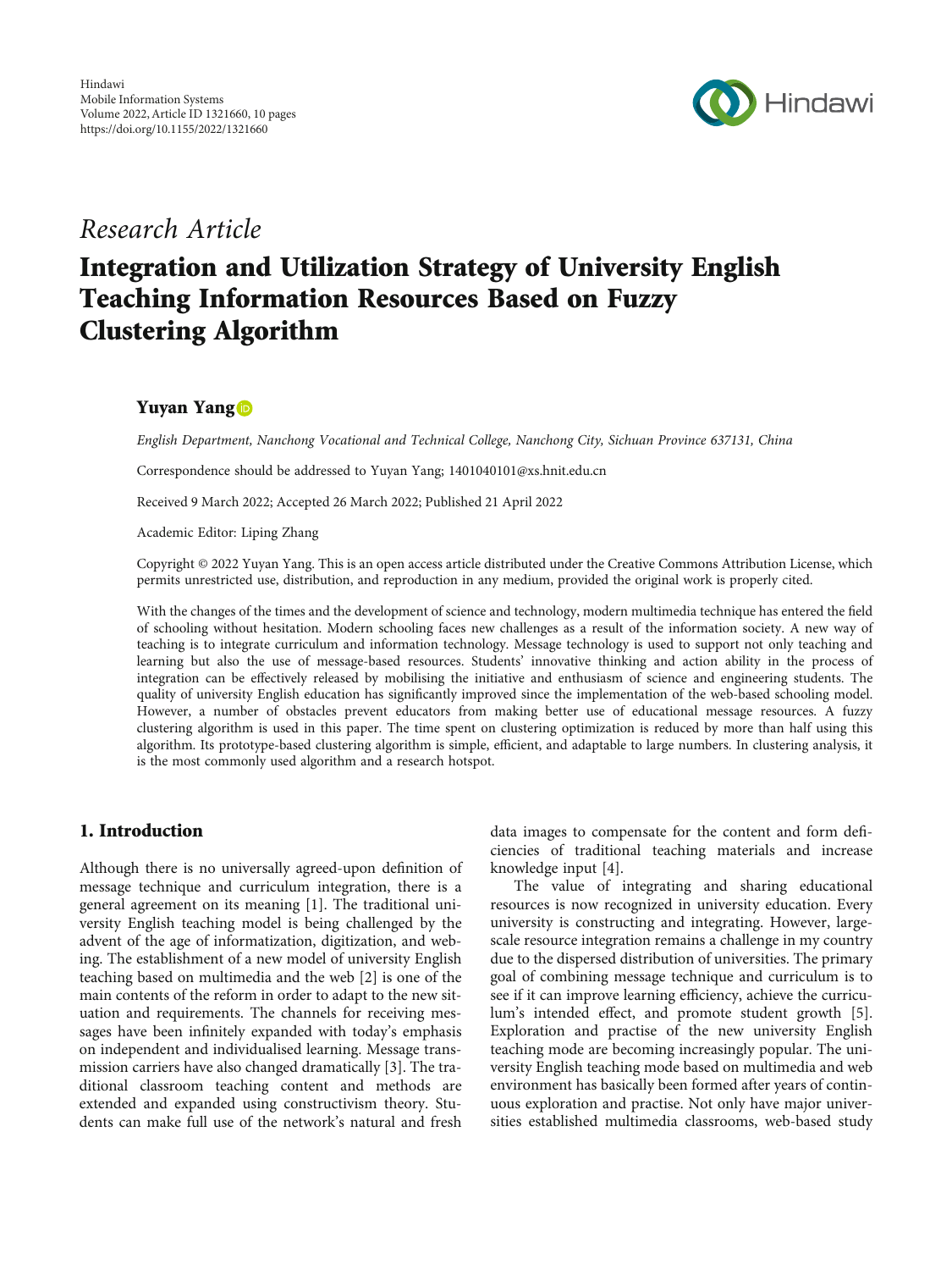Hindawi
Mobile Information Systems
Volume 2022, Article ID 1321660, 10 pages
https://doi.org/10.1155/2022/1321660

*Research Article*

# Integration and Utilization Strategy of University English Teaching Information Resources Based on Fuzzy Clustering Algorithm

**Yuyan Yang**

*English Department, Nanchong Vocational and Technical College, Nanchong City, Sichuan Province 637131, China*

Correspondence should be addressed to Yuyan Yang; 1401040101@xs.hnit.edu.cn

Received 9 March 2022; Accepted 26 March 2022; Published 21 April 2022

Academic Editor: Liping Zhang

Copyright © 2022 Yuyan Yang. This is an open access article distributed under the Creative Commons Attribution License, which permits unrestricted use, distribution, and reproduction in any medium, provided the original work is properly cited.

With the changes of the times and the development of science and technology, modern multimedia technique has entered the field of schooling without hesitation. Modern schooling faces new challenges as a result of the information society. A new way of teaching is to integrate curriculum and information technology. Message technology is used to support not only teaching and learning but also the use of message-based resources. Students' innovative thinking and action ability in the process of integration can be effectively released by mobilising the initiative and enthusiasm of science and engineering students. The quality of university English education has significantly improved since the implementation of the web-based schooling model. However, a number of obstacles prevent educators from making better use of educational message resources. A fuzzy clustering algorithm is used in this paper. The time spent on clustering optimization is reduced by more than half using this algorithm. Its prototype-based clustering algorithm is simple, efficient, and adaptable to large numbers. In clustering analysis, it is the most commonly used algorithm and a research hotspot.

## 1. Introduction

Although there is no universally agreed-upon definition of message technique and curriculum integration, there is a general agreement on its meaning [1]. The traditional university English teaching model is being challenged by the advent of the age of informatization, digitization, and webing. The establishment of a new model of university English teaching based on multimedia and the web [2] is one of the main contents of the reform in order to adapt to the new situation and requirements. The channels for receiving messages have been infinitely expanded with today's emphasis on independent and individualised learning. Message transmission carriers have also changed dramatically [3]. The traditional classroom teaching content and methods are extended and expanded using constructivism theory. Students can make full use of the network's natural and fresh data images to compensate for the content and form deficiencies of traditional teaching materials and increase knowledge input [4].

The value of integrating and sharing educational resources is now recognized in university education. Every university is constructing and integrating. However, large-scale resource integration remains a challenge in my country due to the dispersed distribution of universities. The primary goal of combining message technique and curriculum is to see if it can improve learning efficiency, achieve the curriculum's intended effect, and promote student growth [5]. Exploration and practise of the new university English teaching mode are becoming increasingly popular. The university English teaching mode based on multimedia and web environment has basically been formed after years of continuous exploration and practise. Not only have major universities established multimedia classrooms, web-based study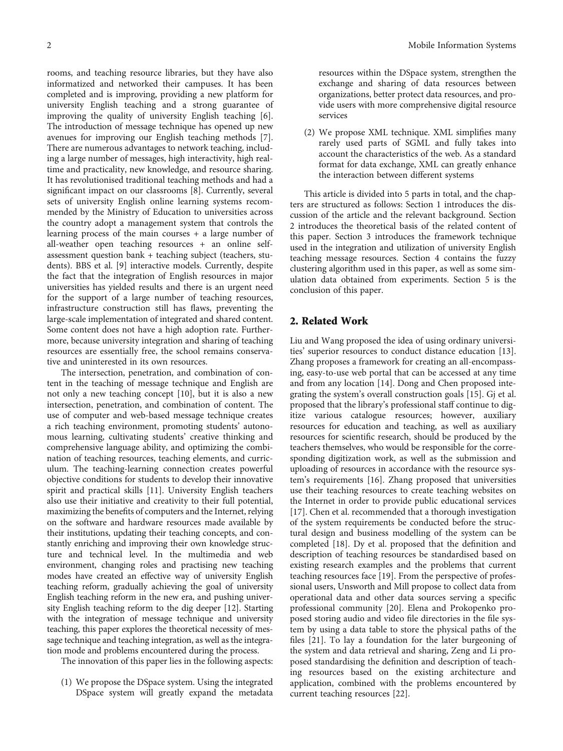rooms, and teaching resource libraries, but they have also informatized and networked their campuses. It has been completed and is improving, providing a new platform for university English teaching and a strong guarantee of improving the quality of university English teaching [6]. The introduction of message technique has opened up new avenues for improving our English teaching methods [7]. There are numerous advantages to network teaching, including a large number of messages, high interactivity, high real-time and practicality, new knowledge, and resource sharing. It has revolutionised traditional teaching methods and had a significant impact on our classrooms [8]. Currently, several sets of university English online learning systems recommended by the Ministry of Education to universities across the country adopt a management system that controls the learning process of the main courses + a large number of all-weather open teaching resources + an online self-assessment question bank + teaching subject (teachers, students). BBS et al. [9] interactive models. Currently, despite the fact that the integration of English resources in major universities has yielded results and there is an urgent need for the support of a large number of teaching resources, infrastructure construction still has flaws, preventing the large-scale implementation of integrated and shared content. Some content does not have a high adoption rate. Furthermore, because university integration and sharing of teaching resources are essentially free, the school remains conservative and uninterested in its own resources.

The intersection, penetration, and combination of content in the teaching of message technique and English are not only a new teaching concept [10], but it is also a new intersection, penetration, and combination of content. The use of computer and web-based message technique creates a rich teaching environment, promoting students' autonomous learning, cultivating students' creative thinking and comprehensive language ability, and optimizing the combination of teaching resources, teaching elements, and curriculum. The teaching-learning connection creates powerful objective conditions for students to develop their innovative spirit and practical skills [11]. University English teachers also use their initiative and creativity to their full potential, maximizing the benefits of computers and the Internet, relying on the software and hardware resources made available by their institutions, updating their teaching concepts, and constantly enriching and improving their own knowledge structure and technical level. In the multimedia and web environment, changing roles and practising new teaching modes have created an effective way of university English teaching reform, gradually achieving the goal of university English teaching reform in the new era, and pushing university English teaching reform to the dig deeper [12]. Starting with the integration of message technique and university teaching, this paper explores the theoretical necessity of message technique and teaching integration, as well as the integration mode and problems encountered during the process.

The innovation of this paper lies in the following aspects:

(1) We propose the DSpace system. Using the integrated DSpace system will greatly expand the metadata resources within the DSpace system, strengthen the exchange and sharing of data resources between organizations, better protect data resources, and provide users with more comprehensive digital resource services

(2) We propose XML technique. XML simplifies many rarely used parts of SGML and fully takes into account the characteristics of the web. As a standard format for data exchange, XML can greatly enhance the interaction between different systems

This article is divided into 5 parts in total, and the chapters are structured as follows: Section 1 introduces the discussion of the article and the relevant background. Section 2 introduces the theoretical basis of the related content of this paper. Section 3 introduces the framework technique used in the integration and utilization of university English teaching message resources. Section 4 contains the fuzzy clustering algorithm used in this paper, as well as some simulation data obtained from experiments. Section 5 is the conclusion of this paper.

## 2. Related Work

Liu and Wang proposed the idea of using ordinary universities' superior resources to conduct distance education [13]. Zhang proposes a framework for creating an all-encompassing, easy-to-use web portal that can be accessed at any time and from any location [14]. Dong and Chen proposed integrating the system's overall construction goals [15]. Gj et al. proposed that the library's professional staff continue to digitize various catalogue resources; however, auxiliary resources for education and teaching, as well as auxiliary resources for scientific research, should be produced by the teachers themselves, who would be responsible for the corresponding digitization work, as well as the submission and uploading of resources in accordance with the resource system's requirements [16]. Zhang proposed that universities use their teaching resources to create teaching websites on the Internet in order to provide public educational services [17]. Chen et al. recommended that a thorough investigation of the system requirements be conducted before the structural design and business modelling of the system can be completed [18]. Dy et al. proposed that the definition and description of teaching resources be standardised based on existing research examples and the problems that current teaching resources face [19]. From the perspective of professional users, Unsworth and Mill propose to collect data from operational data and other data sources serving a specific professional community [20]. Elena and Prokopenko proposed storing audio and video file directories in the file system by using a data table to store the physical paths of the files [21]. To lay a foundation for the later burgeoning of the system and data retrieval and sharing, Zeng and Li proposed standardising the definition and description of teaching resources based on the existing architecture and application, combined with the problems encountered by current teaching resources [22].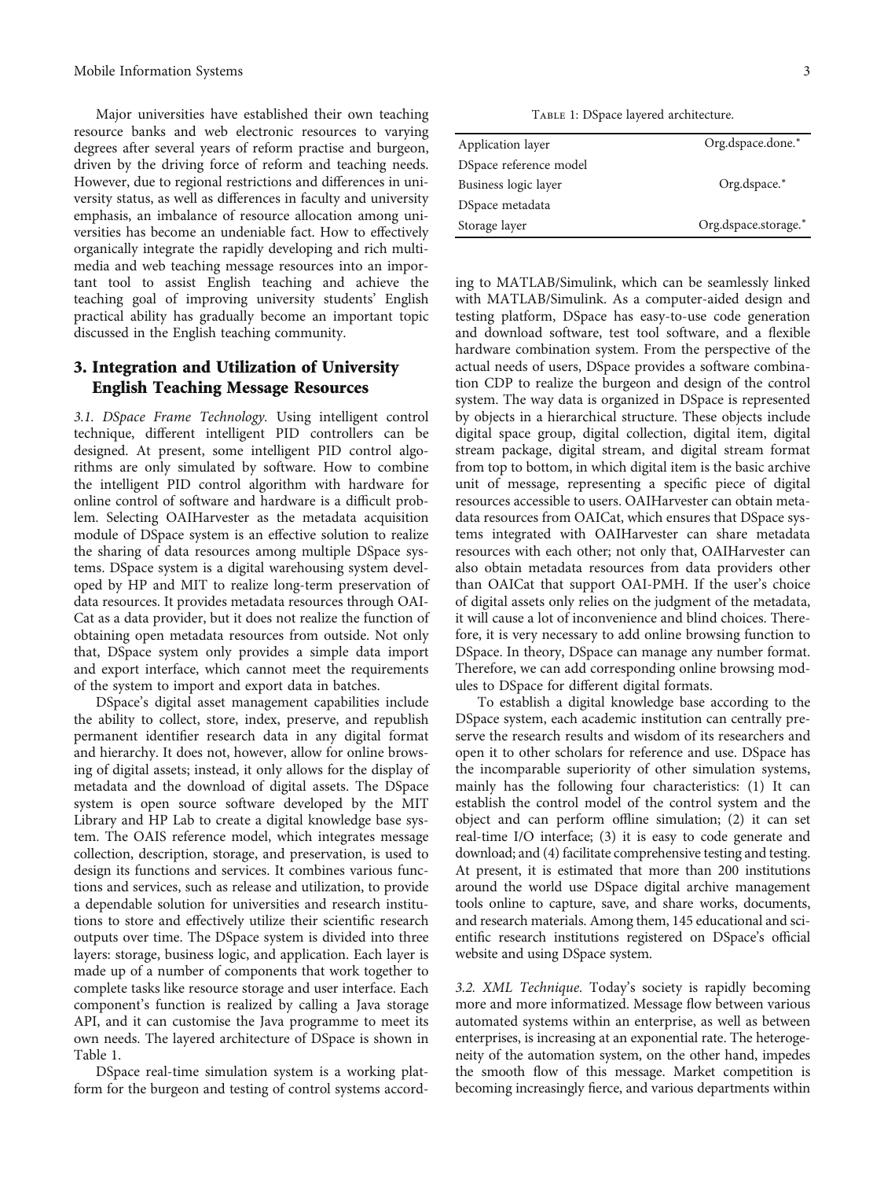Major universities have established their own teaching resource banks and web electronic resources to varying degrees after several years of reform practise and burgeon, driven by the driving force of reform and teaching needs. However, due to regional restrictions and differences in university status, as well as differences in faculty and university emphasis, an imbalance of resource allocation among universities has become an undeniable fact. How to effectively organically integrate the rapidly developing and rich multimedia and web teaching message resources into an important tool to assist English teaching and achieve the teaching goal of improving university students' English practical ability has gradually become an important topic discussed in the English teaching community.

## 3. Integration and Utilization of University English Teaching Message Resources

*3.1. DSpace Frame Technology.* Using intelligent control technique, different intelligent PID controllers can be designed. At present, some intelligent PID control algorithms are only simulated by software. How to combine the intelligent PID control algorithm with hardware for online control of software and hardware is a difficult problem. Selecting OAIHarvester as the metadata acquisition module of DSpace system is an effective solution to realize the sharing of data resources among multiple DSpace systems. DSpace system is a digital warehousing system developed by HP and MIT to realize long-term preservation of data resources. It provides metadata resources through OAICat as a data provider, but it does not realize the function of obtaining open metadata resources from outside. Not only that, DSpace system only provides a simple data import and export interface, which cannot meet the requirements of the system to import and export data in batches.

DSpace's digital asset management capabilities include the ability to collect, store, index, preserve, and republish permanent identifier research data in any digital format and hierarchy. It does not, however, allow for online browsing of digital assets; instead, it only allows for the display of metadata and the download of digital assets. The DSpace system is open source software developed by the MIT Library and HP Lab to create a digital knowledge base system. The OAIS reference model, which integrates message collection, description, storage, and preservation, is used to design its functions and services. It combines various functions and services, such as release and utilization, to provide a dependable solution for universities and research institutions to store and effectively utilize their scientific research outputs over time. The DSpace system is divided into three layers: storage, business logic, and application. Each layer is made up of a number of components that work together to complete tasks like resource storage and user interface. Each component's function is realized by calling a Java storage API, and it can customise the Java programme to meet its own needs. The layered architecture of DSpace is shown in Table 1.

Table 1: DSpace layered architecture.

| | |
|---|---|
| Application layer | Org.dspace.done.* |
| DSpace reference model | |
| Business logic layer | Org.dspace.* |
| DSpace metadata | |
| Storage layer | Org.dspace.storage.* |

DSpace real-time simulation system is a working platform for the burgeon and testing of control systems according to MATLAB/Simulink, which can be seamlessly linked with MATLAB/Simulink. As a computer-aided design and testing platform, DSpace has easy-to-use code generation and download software, test tool software, and a flexible hardware combination system. From the perspective of the actual needs of users, DSpace provides a software combination CDP to realize the burgeon and design of the control system. The way data is organized in DSpace is represented by objects in a hierarchical structure. These objects include digital space group, digital collection, digital item, digital stream package, digital stream, and digital stream format from top to bottom, in which digital item is the basic archive unit of message, representing a specific piece of digital resources accessible to users. OAIHarvester can obtain metadata resources from OAICat, which ensures that DSpace systems integrated with OAIHarvester can share metadata resources with each other; not only that, OAIHarvester can also obtain metadata resources from data providers other than OAICat that support OAI-PMH. If the user's choice of digital assets only relies on the judgment of the metadata, it will cause a lot of inconvenience and blind choices. Therefore, it is very necessary to add online browsing function to DSpace. In theory, DSpace can manage any number format. Therefore, we can add corresponding online browsing modules to DSpace for different digital formats.

To establish a digital knowledge base according to the DSpace system, each academic institution can centrally preserve the research results and wisdom of its researchers and open it to other scholars for reference and use. DSpace has the incomparable superiority of other simulation systems, mainly has the following four characteristics: (1) It can establish the control model of the control system and the object and can perform offline simulation; (2) it can set real-time I/O interface; (3) it is easy to code generate and download; and (4) facilitate comprehensive testing and testing. At present, it is estimated that more than 200 institutions around the world use DSpace digital archive management tools online to capture, save, and share works, documents, and research materials. Among them, 145 educational and scientific research institutions registered on DSpace's official website and using DSpace system.

*3.2. XML Technique.* Today's society is rapidly becoming more and more informatized. Message flow between various automated systems within an enterprise, as well as between enterprises, is increasing at an exponential rate. The heterogeneity of the automation system, on the other hand, impedes the smooth flow of this message. Market competition is becoming increasingly fierce, and various departments within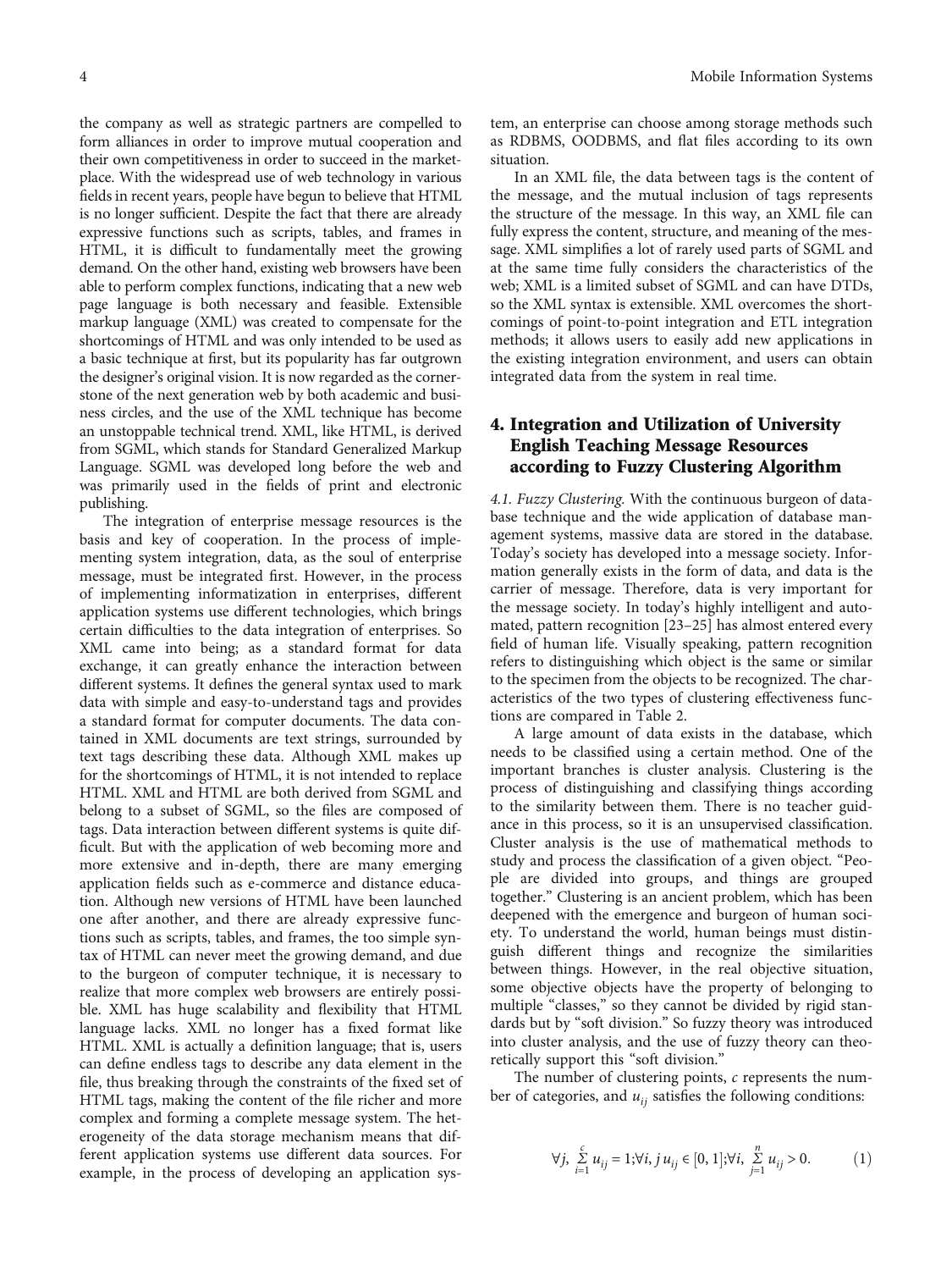the company as well as strategic partners are compelled to form alliances in order to improve mutual cooperation and their own competitiveness in order to succeed in the marketplace. With the widespread use of web technology in various fields in recent years, people have begun to believe that HTML is no longer sufficient. Despite the fact that there are already expressive functions such as scripts, tables, and frames in HTML, it is difficult to fundamentally meet the growing demand. On the other hand, existing web browsers have been able to perform complex functions, indicating that a new web page language is both necessary and feasible. Extensible markup language (XML) was created to compensate for the shortcomings of HTML and was only intended to be used as a basic technique at first, but its popularity has far outgrown the designer's original vision. It is now regarded as the cornerstone of the next generation web by both academic and business circles, and the use of the XML technique has become an unstoppable technical trend. XML, like HTML, is derived from SGML, which stands for Standard Generalized Markup Language. SGML was developed long before the web and was primarily used in the fields of print and electronic publishing.

The integration of enterprise message resources is the basis and key of cooperation. In the process of implementing system integration, data, as the soul of enterprise message, must be integrated first. However, in the process of implementing informatization in enterprises, different application systems use different technologies, which brings certain difficulties to the data integration of enterprises. So XML came into being; as a standard format for data exchange, it can greatly enhance the interaction between different systems. It defines the general syntax used to mark data with simple and easy-to-understand tags and provides a standard format for computer documents. The data contained in XML documents are text strings, surrounded by text tags describing these data. Although XML makes up for the shortcomings of HTML, it is not intended to replace HTML. XML and HTML are both derived from SGML and belong to a subset of SGML, so the files are composed of tags. Data interaction between different systems is quite difficult. But with the application of web becoming more and more extensive and in-depth, there are many emerging application fields such as e-commerce and distance education. Although new versions of HTML have been launched one after another, and there are already expressive functions such as scripts, tables, and frames, the too simple syntax of HTML can never meet the growing demand, and due to the burgeon of computer technique, it is necessary to realize that more complex web browsers are entirely possible. XML has huge scalability and flexibility that HTML language lacks. XML no longer has a fixed format like HTML. XML is actually a definition language; that is, users can define endless tags to describe any data element in the file, thus breaking through the constraints of the fixed set of HTML tags, making the content of the file richer and more complex and forming a complete message system. The heterogeneity of the data storage mechanism means that different application systems use different data sources. For example, in the process of developing an application system, an enterprise can choose among storage methods such as RDBMS, OODBMS, and flat files according to its own situation.

In an XML file, the data between tags is the content of the message, and the mutual inclusion of tags represents the structure of the message. In this way, an XML file can fully express the content, structure, and meaning of the message. XML simplifies a lot of rarely used parts of SGML and at the same time fully considers the characteristics of the web; XML is a limited subset of SGML and can have DTDs, so the XML syntax is extensible. XML overcomes the shortcomings of point-to-point integration and ETL integration methods; it allows users to easily add new applications in the existing integration environment, and users can obtain integrated data from the system in real time.

## 4. Integration and Utilization of University English Teaching Message Resources according to Fuzzy Clustering Algorithm

*4.1. Fuzzy Clustering.* With the continuous burgeon of database technique and the wide application of database management systems, massive data are stored in the database. Today's society has developed into a message society. Information generally exists in the form of data, and data is the carrier of message. Therefore, data is very important for the message society. In today's highly intelligent and automated, pattern recognition [23–25] has almost entered every field of human life. Visually speaking, pattern recognition refers to distinguishing which object is the same or similar to the specimen from the objects to be recognized. The characteristics of the two types of clustering effectiveness functions are compared in Table 2.

A large amount of data exists in the database, which needs to be classified using a certain method. One of the important branches is cluster analysis. Clustering is the process of distinguishing and classifying things according to the similarity between them. There is no teacher guidance in this process, so it is an unsupervised classification. Cluster analysis is the use of mathematical methods to study and process the classification of a given object. "People are divided into groups, and things are grouped together." Clustering is an ancient problem, which has been deepened with the emergence and burgeon of human society. To understand the world, human beings must distinguish different things and recognize the similarities between things. However, in the real objective situation, some objective objects have the property of belonging to multiple "classes," so they cannot be divided by rigid standards but by "soft division." So fuzzy theory was introduced into cluster analysis, and the use of fuzzy theory can theoretically support this "soft division."

The number of clustering points, $c$ represents the number of categories, and $u_{ij}$ satisfies the following conditions:

$$\forall j,\ \sum_{i=1}^{c} u_{ij} = 1; \forall i, j\ u_{ij} \in [0, 1]; \forall i,\ \sum_{j=1}^{n} u_{ij} > 0. \tag{1}$$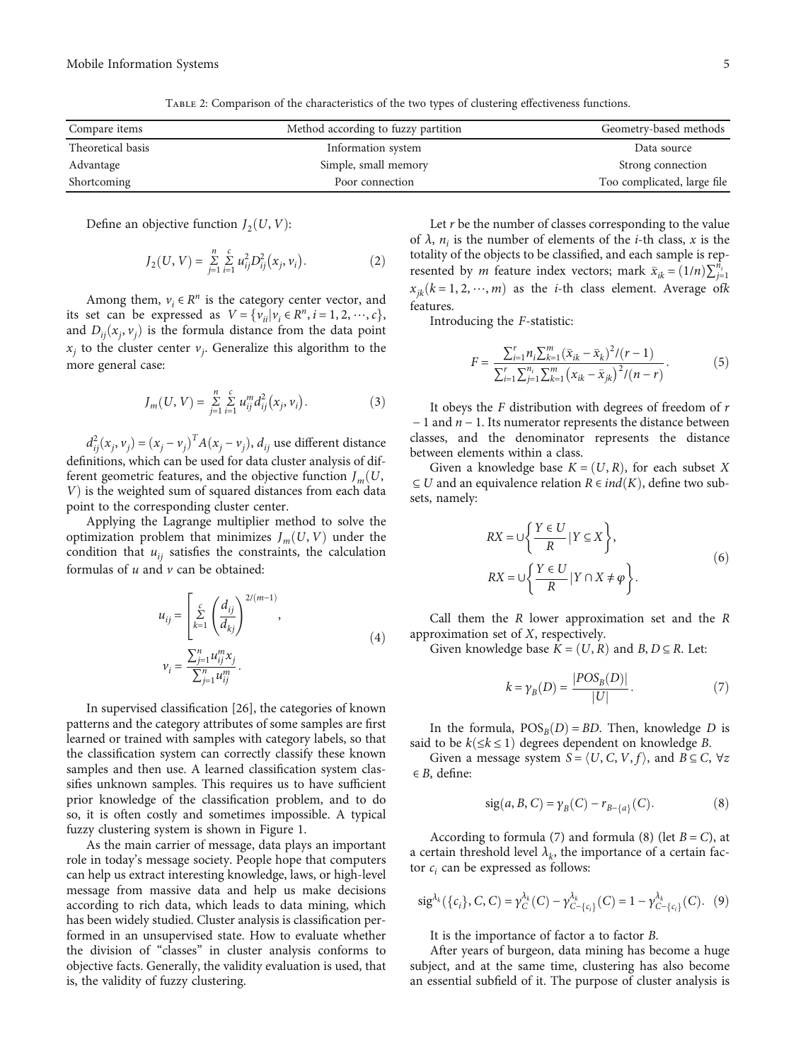Table 2: Comparison of the characteristics of the two types of clustering effectiveness functions.

| Compare items | Method according to fuzzy partition | Geometry-based methods |
|---|---|---|
| Theoretical basis | Information system | Data source |
| Advantage | Simple, small memory | Strong connection |
| Shortcoming | Poor connection | Too complicated, large file |

Define an objective function $J_2(U, V)$:

$$J_2(U, V) = \sum_{j=1}^{n} \sum_{i=1}^{c} u_{ij}^2 D_{ij}^2(x_j, v_i). \tag{2}$$

Among them, $v_i \in R^n$ is the category center vector, and its set can be expressed as $V = \{v_{ii} | v_i \in R^n, i = 1, 2, \cdots, c\}$, and $D_{ij}(x_j, v_j)$ is the formula distance from the data point $x_j$ to the cluster center $v_j$. Generalize this algorithm to the more general case:

$$J_m(U, V) = \sum_{j=1}^{n} \sum_{i=1}^{c} u_{ij}^m d_{ij}^2(x_j, v_i). \tag{3}$$

$d_{ij}^2(x_j, v_j) = (x_j - v_j)^T A (x_j - v_j)$, $d_{ij}$ use different distance definitions, which can be used for data cluster analysis of different geometric features, and the objective function $J_m(U, V)$ is the weighted sum of squared distances from each data point to the corresponding cluster center.

Applying the Lagrange multiplier method to solve the optimization problem that minimizes $J_m(U, V)$ under the condition that $u_{ij}$ satisfies the constraints, the calculation formulas of $u$ and $v$ can be obtained:

$$\begin{aligned} u_{ij} &= \left[ \sum_{k=1}^{c} \left( \frac{d_{ij}}{d_{kj}} \right)^{2/(m-1)} \right], \\ v_i &= \frac{\sum_{j=1}^{n} u_{ij}^m x_j}{\sum_{j=1}^{n} u_{ij}^m}. \end{aligned} \tag{4}$$

In supervised classification [26], the categories of known patterns and the category attributes of some samples are first learned or trained with samples with category labels, so that the classification system can correctly classify these known samples and then use. A learned classification system classifies unknown samples. This requires us to have sufficient prior knowledge of the classification problem, and to do so, it is often costly and sometimes impossible. A typical fuzzy clustering system is shown in Figure 1.

As the main carrier of message, data plays an important role in today's message society. People hope that computers can help us extract interesting knowledge, laws, or high-level message from massive data and help us make decisions according to rich data, which leads to data mining, which has been widely studied. Cluster analysis is classification performed in an unsupervised state. How to evaluate whether the division of "classes" in cluster analysis conforms to objective facts. Generally, the validity evaluation is used, that is, the validity of fuzzy clustering.

Let $r$ be the number of classes corresponding to the value of $\lambda$, $n_i$ is the number of elements of the $i$-th class, $x$ is the totality of the objects to be classified, and each sample is represented by $m$ feature index vectors; mark $\bar{x}_{ik} = (1/n)\sum_{j=1}^{n_i} x_{jk} (k = 1, 2, \cdots, m)$ as the $i$-th class element. Average of$k$ features.

Introducing the $F$-statistic:

$$F = \frac{\sum_{i=1}^{r} n_i \sum_{k=1}^{m} (\bar{x}_{ik} - \bar{x}_k)^2 / (r-1)}{\sum_{i=1}^{r} \sum_{j=1}^{n_i} \sum_{k=1}^{m} (x_{ik} - \bar{x}_{jk})^2 / (n-r)}. \tag{5}$$

It obeys the $F$ distribution with degrees of freedom of $r - 1$ and $n - 1$. Its numerator represents the distance between classes, and the denominator represents the distance between elements within a class.

Given a knowledge base $K = (U, R)$, for each subset $X \subseteq U$ and an equivalence relation $R \in ind(K)$, define two subsets, namely:

$$\begin{aligned} RX &= \cup \left\{ \frac{Y \in U}{R} | Y \subseteq X \right\}, \\ RX &= \cup \left\{ \frac{Y \in U}{R} | Y \cap X \neq \varphi \right\}. \end{aligned} \tag{6}$$

Call them the $R$ lower approximation set and the $R$ approximation set of $X$, respectively.

Given knowledge base $K = (U, R)$ and $B, D \subseteq R$. Let:

$$k = \gamma_B(D) = \frac{|POS_B(D)|}{|U|}. \tag{7}$$

In the formula, $\mathrm{POS}_B(D) = BD$. Then, knowledge $D$ is said to be $k(\leq k \leq 1)$ degrees dependent on knowledge $B$.

Given a message system $S = \langle U, C, V, f \rangle$, and $B \subseteq C$, $\forall z \in B$, define:

$$\mathrm{sig}(a, B, C) = \gamma_B(C) - r_{B-\{a\}}(C). \tag{8}$$

According to formula (7) and formula (8) (let $B = C$), at a certain threshold level $\lambda_k$, the importance of a certain factor $c_i$ can be expressed as follows:

$$\mathrm{sig}^{\lambda_k}(\{c_i\}, C, C) = \gamma_C^{\lambda_k}(C) - \gamma_{C-\{c_i\}}^{\lambda_k}(C) = 1 - \gamma_{C-\{c_i\}}^{\lambda_k}(C). \tag{9}$$

It is the importance of factor a to factor B.

After years of burgeon, data mining has become a huge subject, and at the same time, clustering has also become an essential subfield of it. The purpose of cluster analysis is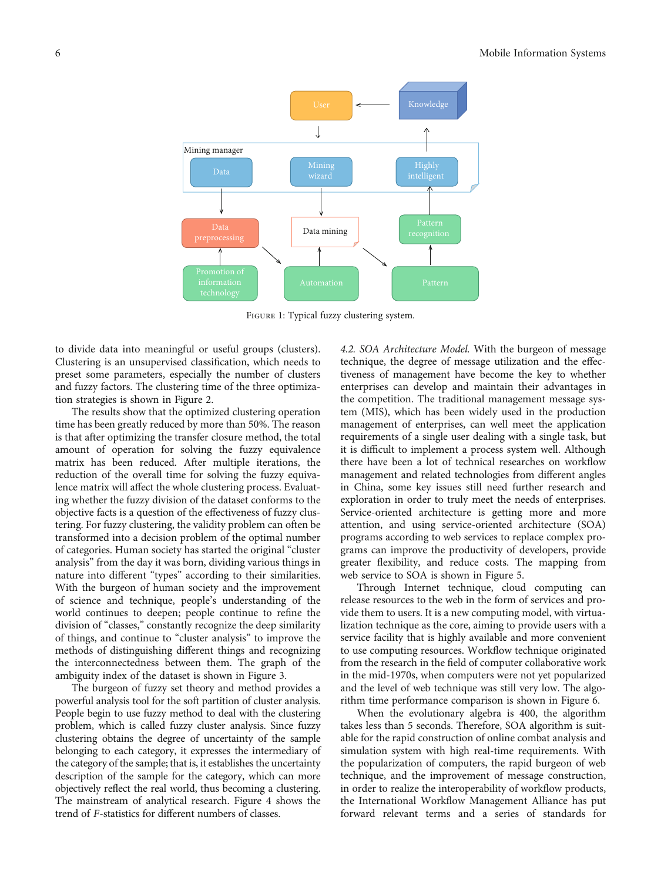Figure 1: Typical fuzzy clustering system.

to divide data into meaningful or useful groups (clusters). Clustering is an unsupervised classification, which needs to preset some parameters, especially the number of clusters and fuzzy factors. The clustering time of the three optimization strategies is shown in Figure 2.

The results show that the optimized clustering operation time has been greatly reduced by more than 50%. The reason is that after optimizing the transfer closure method, the total amount of operation for solving the fuzzy equivalence matrix has been reduced. After multiple iterations, the reduction of the overall time for solving the fuzzy equivalence matrix will affect the whole clustering process. Evaluating whether the fuzzy division of the dataset conforms to the objective facts is a question of the effectiveness of fuzzy clustering. For fuzzy clustering, the validity problem can often be transformed into a decision problem of the optimal number of categories. Human society has started the original "cluster analysis" from the day it was born, dividing various things in nature into different "types" according to their similarities. With the burgeon of human society and the improvement of science and technique, people's understanding of the world continues to deepen; people continue to refine the division of "classes," constantly recognize the deep similarity of things, and continue to "cluster analysis" to improve the methods of distinguishing different things and recognizing the interconnectedness between them. The graph of the ambiguity index of the dataset is shown in Figure 3.

The burgeon of fuzzy set theory and method provides a powerful analysis tool for the soft partition of cluster analysis. People begin to use fuzzy method to deal with the clustering problem, which is called fuzzy cluster analysis. Since fuzzy clustering obtains the degree of uncertainty of the sample belonging to each category, it expresses the intermediary of the category of the sample; that is, it establishes the uncertainty description of the sample for the category, which can more objectively reflect the real world, thus becoming a clustering. The mainstream of analytical research. Figure 4 shows the trend of $F$-statistics for different numbers of classes.

*4.2. SOA Architecture Model.* With the burgeon of message technique, the degree of message utilization and the effectiveness of management have become the key to whether enterprises can develop and maintain their advantages in the competition. The traditional management message system (MIS), which has been widely used in the production management of enterprises, can well meet the application requirements of a single user dealing with a single task, but it is difficult to implement a process system well. Although there have been a lot of technical researches on workflow management and related technologies from different angles in China, some key issues still need further research and exploration in order to truly meet the needs of enterprises. Service-oriented architecture is getting more and more attention, and using service-oriented architecture (SOA) programs according to web services to replace complex programs can improve the productivity of developers, provide greater flexibility, and reduce costs. The mapping from web service to SOA is shown in Figure 5.

Through Internet technique, cloud computing can release resources to the web in the form of services and provide them to users. It is a new computing model, with virtualization technique as the core, aiming to provide users with a service facility that is highly available and more convenient to use computing resources. Workflow technique originated from the research in the field of computer collaborative work in the mid-1970s, when computers were not yet popularized and the level of web technique was still very low. The algorithm time performance comparison is shown in Figure 6.

When the evolutionary algebra is 400, the algorithm takes less than 5 seconds. Therefore, SOA algorithm is suitable for the rapid construction of online combat analysis and simulation system with high real-time requirements. With the popularization of computers, the rapid burgeon of web technique, and the improvement of message construction, in order to realize the interoperability of workflow products, the International Workflow Management Alliance has put forward relevant terms and a series of standards for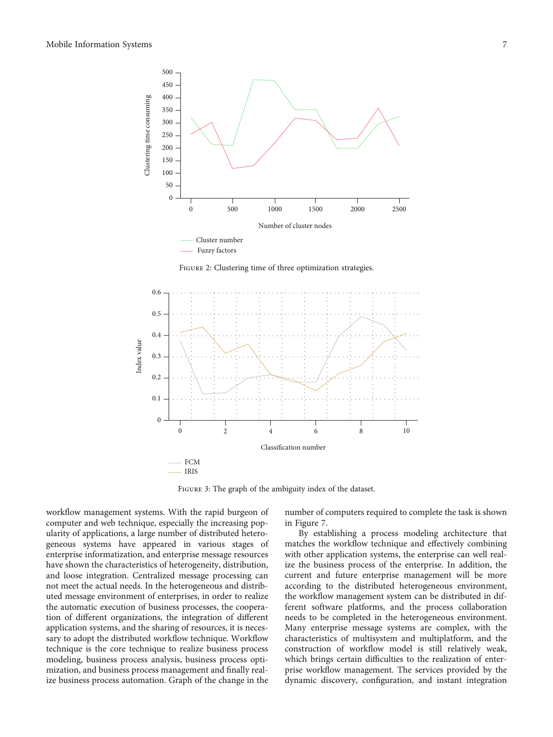Figure 2: Clustering time of three optimization strategies.

Figure 3: The graph of the ambiguity index of the dataset.

workflow management systems. With the rapid burgeon of computer and web technique, especially the increasing popularity of applications, a large number of distributed heterogeneous systems have appeared in various stages of enterprise informatization, and enterprise message resources have shown the characteristics of heterogeneity, distribution, and loose integration. Centralized message processing can not meet the actual needs. In the heterogeneous and distributed message environment of enterprises, in order to realize the automatic execution of business processes, the cooperation of different organizations, the integration of different application systems, and the sharing of resources, it is necessary to adopt the distributed workflow technique. Workflow technique is the core technique to realize business process modeling, business process analysis, business process optimization, and business process management and finally realize business process automation. Graph of the change in the number of computers required to complete the task is shown in Figure 7.

By establishing a process modeling architecture that matches the workflow technique and effectively combining with other application systems, the enterprise can well realize the business process of the enterprise. In addition, the current and future enterprise management will be more according to the distributed heterogeneous environment, the workflow management system can be distributed in different software platforms, and the process collaboration needs to be completed in the heterogeneous environment. Many enterprise message systems are complex, with the characteristics of multisystem and multiplatform, and the construction of workflow model is still relatively weak, which brings certain difficulties to the realization of enterprise workflow management. The services provided by the dynamic discovery, configuration, and instant integration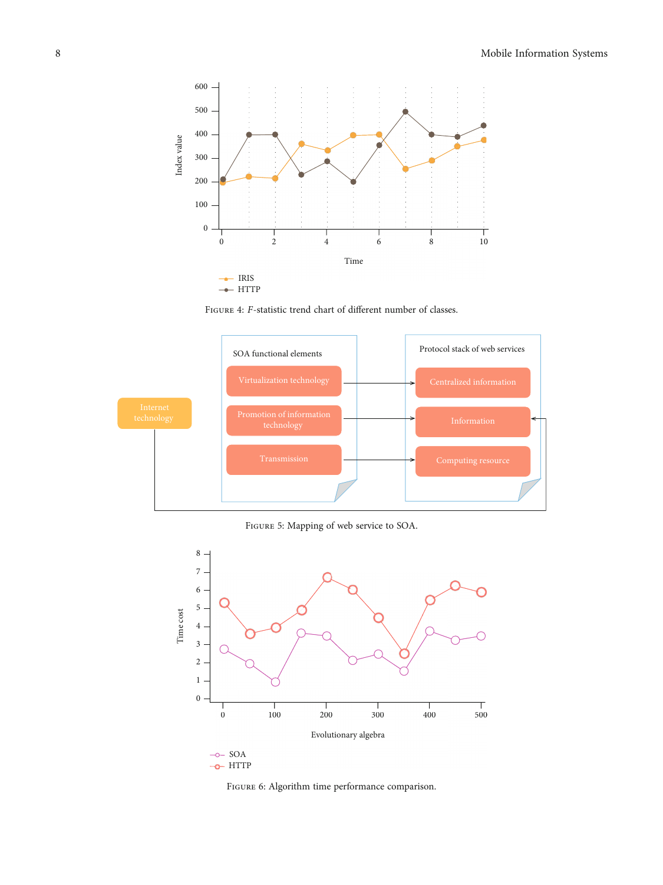Figure 4: *F*-statistic trend chart of different number of classes.

Figure 5: Mapping of web service to SOA.

Figure 6: Algorithm time performance comparison.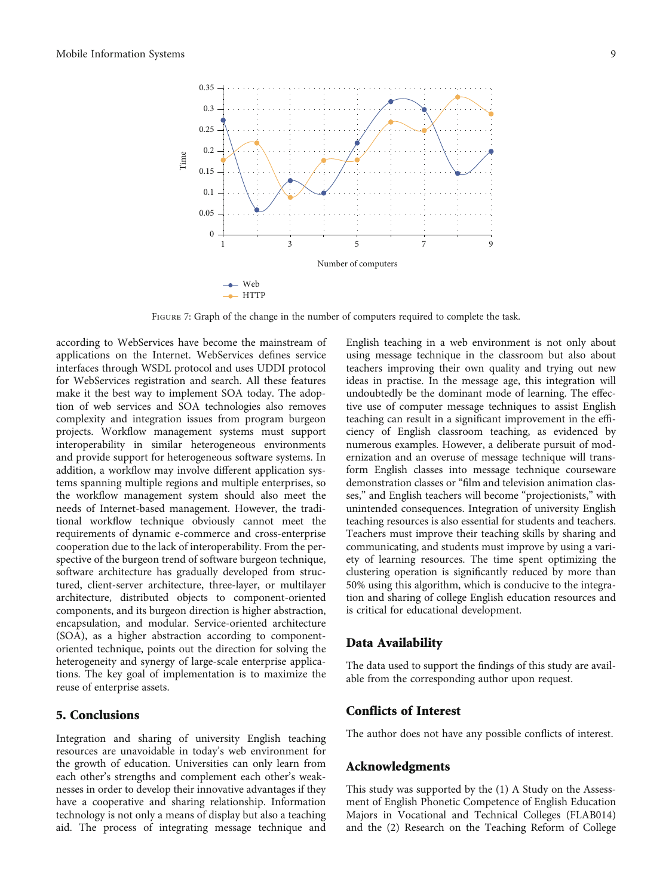Figure 7: Graph of the change in the number of computers required to complete the task.

according to WebServices have become the mainstream of applications on the Internet. WebServices defines service interfaces through WSDL protocol and uses UDDI protocol for WebServices registration and search. All these features make it the best way to implement SOA today. The adoption of web services and SOA technologies also removes complexity and integration issues from program burgeon projects. Workflow management systems must support interoperability in similar heterogeneous environments and provide support for heterogeneous software systems. In addition, a workflow may involve different application systems spanning multiple regions and multiple enterprises, so the workflow management system should also meet the needs of Internet-based management. However, the traditional workflow technique obviously cannot meet the requirements of dynamic e-commerce and cross-enterprise cooperation due to the lack of interoperability. From the perspective of the burgeon trend of software burgeon technique, software architecture has gradually developed from structured, client-server architecture, three-layer, or multilayer architecture, distributed objects to component-oriented components, and its burgeon direction is higher abstraction, encapsulation, and modular. Service-oriented architecture (SOA), as a higher abstraction according to component-oriented technique, points out the direction for solving the heterogeneity and synergy of large-scale enterprise applications. The key goal of implementation is to maximize the reuse of enterprise assets.

## 5. Conclusions

Integration and sharing of university English teaching resources are unavoidable in today's web environment for the growth of education. Universities can only learn from each other's strengths and complement each other's weaknesses in order to develop their innovative advantages if they have a cooperative and sharing relationship. Information technology is not only a means of display but also a teaching aid. The process of integrating message technique and English teaching in a web environment is not only about using message technique in the classroom but also about teachers improving their own quality and trying out new ideas in practise. In the message age, this integration will undoubtedly be the dominant mode of learning. The effective use of computer message techniques to assist English teaching can result in a significant improvement in the efficiency of English classroom teaching, as evidenced by numerous examples. However, a deliberate pursuit of modernization and an overuse of message technique will transform English classes into message technique courseware demonstration classes or "film and television animation classes," and English teachers will become "projectionists," with unintended consequences. Integration of university English teaching resources is also essential for students and teachers. Teachers must improve their teaching skills by sharing and communicating, and students must improve by using a variety of learning resources. The time spent optimizing the clustering operation is significantly reduced by more than 50% using this algorithm, which is conducive to the integration and sharing of college English education resources and is critical for educational development.

## Data Availability

The data used to support the findings of this study are available from the corresponding author upon request.

## Conflicts of Interest

The author does not have any possible conflicts of interest.

## Acknowledgments

This study was supported by the (1) A Study on the Assessment of English Phonetic Competence of English Education Majors in Vocational and Technical Colleges (FLAB014) and the (2) Research on the Teaching Reform of College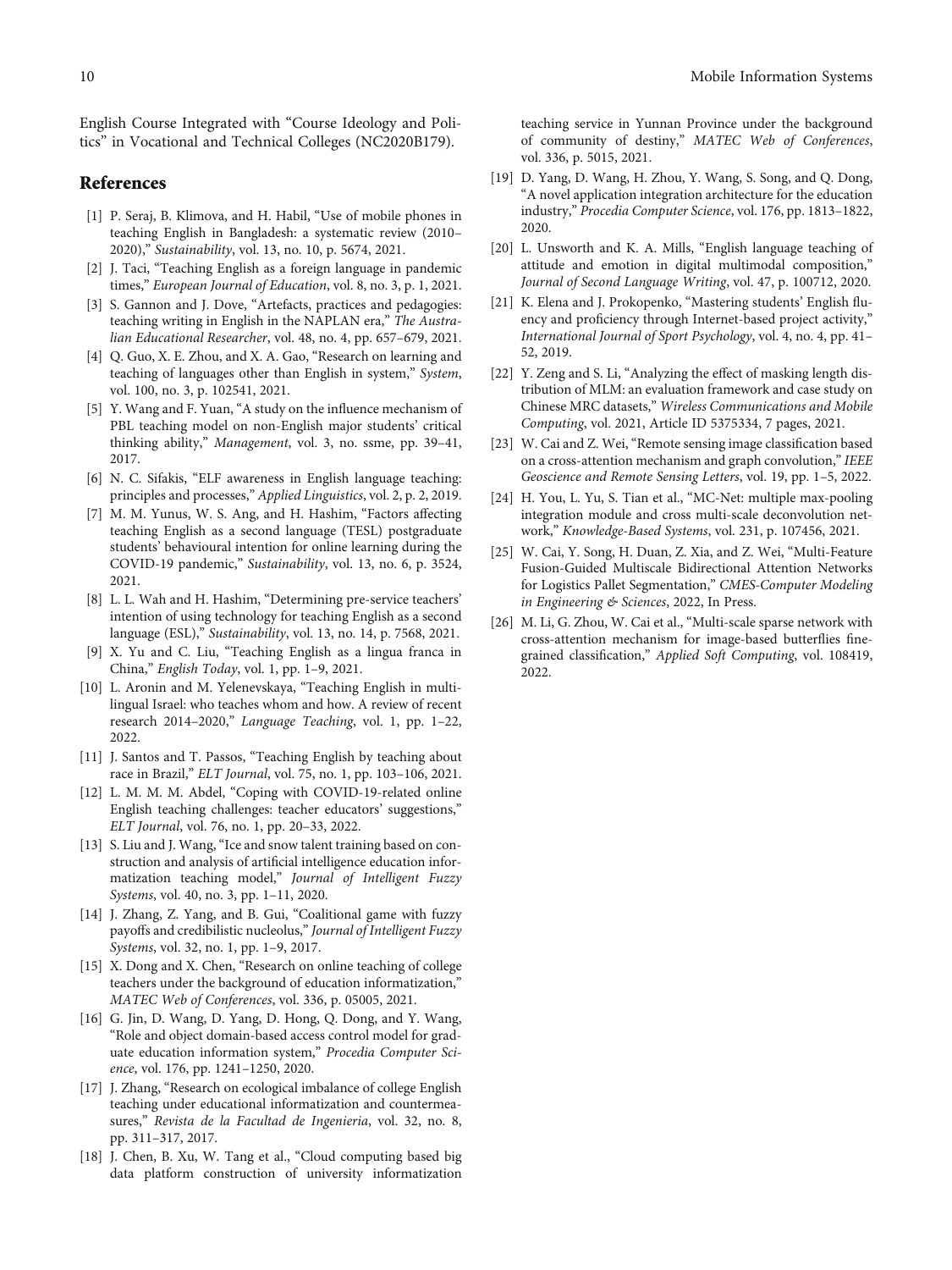English Course Integrated with "Course Ideology and Politics" in Vocational and Technical Colleges (NC2020B179).

## References

[1] P. Seraj, B. Klimova, and H. Habil, "Use of mobile phones in teaching English in Bangladesh: a systematic review (2010–2020)," *Sustainability*, vol. 13, no. 10, p. 5674, 2021.

[2] J. Taci, "Teaching English as a foreign language in pandemic times," *European Journal of Education*, vol. 8, no. 3, p. 1, 2021.

[3] S. Gannon and J. Dove, "Artefacts, practices and pedagogies: teaching writing in English in the NAPLAN era," *The Australian Educational Researcher*, vol. 48, no. 4, pp. 657–679, 2021.

[4] Q. Guo, X. E. Zhou, and X. A. Gao, "Research on learning and teaching of languages other than English in system," *System*, vol. 100, no. 3, p. 102541, 2021.

[5] Y. Wang and F. Yuan, "A study on the influence mechanism of PBL teaching model on non-English major students' critical thinking ability," *Management*, vol. 3, no. ssme, pp. 39–41, 2017.

[6] N. C. Sifakis, "ELF awareness in English language teaching: principles and processes," *Applied Linguistics*, vol. 2, p. 2, 2019.

[7] M. M. Yunus, W. S. Ang, and H. Hashim, "Factors affecting teaching English as a second language (TESL) postgraduate students' behavioural intention for online learning during the COVID-19 pandemic," *Sustainability*, vol. 13, no. 6, p. 3524, 2021.

[8] L. L. Wah and H. Hashim, "Determining pre-service teachers' intention of using technology for teaching English as a second language (ESL)," *Sustainability*, vol. 13, no. 14, p. 7568, 2021.

[9] X. Yu and C. Liu, "Teaching English as a lingua franca in China," *English Today*, vol. 1, pp. 1–9, 2021.

[10] L. Aronin and M. Yelenevskaya, "Teaching English in multilingual Israel: who teaches whom and how. A review of recent research 2014–2020," *Language Teaching*, vol. 1, pp. 1–22, 2022.

[11] J. Santos and T. Passos, "Teaching English by teaching about race in Brazil," *ELT Journal*, vol. 75, no. 1, pp. 103–106, 2021.

[12] L. M. M. M. Abdel, "Coping with COVID-19-related online English teaching challenges: teacher educators' suggestions," *ELT Journal*, vol. 76, no. 1, pp. 20–33, 2022.

[13] S. Liu and J. Wang, "Ice and snow talent training based on construction and analysis of artificial intelligence education informatization teaching model," *Journal of Intelligent Fuzzy Systems*, vol. 40, no. 3, pp. 1–11, 2020.

[14] J. Zhang, Z. Yang, and B. Gui, "Coalitional game with fuzzy payoffs and credibilistic nucleolus," *Journal of Intelligent Fuzzy Systems*, vol. 32, no. 1, pp. 1–9, 2017.

[15] X. Dong and X. Chen, "Research on online teaching of college teachers under the background of education informatization," *MATEC Web of Conferences*, vol. 336, p. 05005, 2021.

[16] G. Jin, D. Wang, D. Yang, D. Hong, Q. Dong, and Y. Wang, "Role and object domain-based access control model for graduate education information system," *Procedia Computer Science*, vol. 176, pp. 1241–1250, 2020.

[17] J. Zhang, "Research on ecological imbalance of college English teaching under educational informatization and countermeasures," *Revista de la Facultad de Ingenieria*, vol. 32, no. 8, pp. 311–317, 2017.

[18] J. Chen, B. Xu, W. Tang et al., "Cloud computing based big data platform construction of university informatization teaching service in Yunnan Province under the background of community of destiny," *MATEC Web of Conferences*, vol. 336, p. 5015, 2021.

[19] D. Yang, D. Wang, H. Zhou, Y. Wang, S. Song, and Q. Dong, "A novel application integration architecture for the education industry," *Procedia Computer Science*, vol. 176, pp. 1813–1822, 2020.

[20] L. Unsworth and K. A. Mills, "English language teaching of attitude and emotion in digital multimodal composition," *Journal of Second Language Writing*, vol. 47, p. 100712, 2020.

[21] K. Elena and J. Prokopenko, "Mastering students' English fluency and proficiency through Internet-based project activity," *International Journal of Sport Psychology*, vol. 4, no. 4, pp. 41–52, 2019.

[22] Y. Zeng and S. Li, "Analyzing the effect of masking length distribution of MLM: an evaluation framework and case study on Chinese MRC datasets," *Wireless Communications and Mobile Computing*, vol. 2021, Article ID 5375334, 7 pages, 2021.

[23] W. Cai and Z. Wei, "Remote sensing image classification based on a cross-attention mechanism and graph convolution," *IEEE Geoscience and Remote Sensing Letters*, vol. 19, pp. 1–5, 2022.

[24] H. You, L. Yu, S. Tian et al., "MC-Net: multiple max-pooling integration module and cross multi-scale deconvolution network," *Knowledge-Based Systems*, vol. 231, p. 107456, 2021.

[25] W. Cai, Y. Song, H. Duan, Z. Xia, and Z. Wei, "Multi-Feature Fusion-Guided Multiscale Bidirectional Attention Networks for Logistics Pallet Segmentation," *CMES-Computer Modeling in Engineering & Sciences*, 2022, In Press.

[26] M. Li, G. Zhou, W. Cai et al., "Multi-scale sparse network with cross-attention mechanism for image-based butterflies fine-grained classification," *Applied Soft Computing*, vol. 108419, 2022.